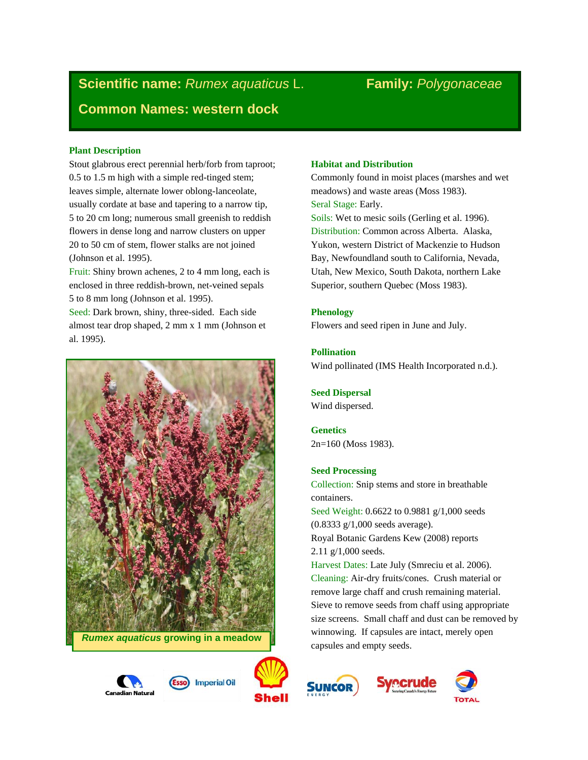# **Scientific name:** *Rumex aquaticus* L. **Family:** *Polygonaceae*

## Common Names: western dock

### Plant Description

Stout glabrous erect perennial herb/forb from taproot; 0.5 to 1.5 m high with a simple red-tinged stem; leaves simple, alternate lower oblong-lanceolate, usually cordate at base and tapering to a narrow tip, 5 to 20 cm long; numerous small greenish to reddish flowers in dense long and narrow clusters on upper 20 to 50 cm of stem, flower stalks are not joined (Johnson et al. 1995).

Fruit: Shiny brown achenes, 2 to 4 mm long, each is enclosed in three reddish-brown, net-veined sepals 5 to 8 mm long (Johnson et al. 1995).

Seed: Dark brown, shiny, three-sided. Each side almost tear drop shaped, 2 mm x 1 mm (Johnson et al. 1995).

*Rumex aquaticus* growing in a meadow

### Habitat and Distribution

Commonly found in moist places (marshes and wet meadows) and waste areas (Moss 1983).

Seral Stage: Early.

Soils: Wet to mesic soils (Gerling et al. 1996).

Distribution: Common across Alberta. Alaska, Yukon, western District of Mackenzie to Hudson Bay, Newfoundland south to California, Nevada, Utah, New Mexico, South Dakota, northern Lake Superior, southern Quebec (Moss 1983).

### Phenology

Flowers and seed ripen in June and July.

### Pollination

Wind pollinated (IMS Health Incorporated n.d.).

### Seed Dispersal

Wind dispersed.

### Genetics

2n=160 (Moss 1983).

### Seed Processing

Collection: Snip stems and store in breathable containers.

Seed Weight: 0.6622 to 0.9881 g/1,000 seeds (0.8333 g/1,000 seeds average).

Royal Botanic Gardens Kew (2008) reports 2.11 g/1,000 seeds.

Harvest Dates: Late July (Smreciu et al. 2006).

Cleaning: Air-dry fruits/cones. Crush material or remove large chaff and crush remaining material. Sieve to remove seeds from chaff using appropriate size screens. Small chaff and dust can be removed by winnowing. If capsules are intact, merely open capsules and empty seeds.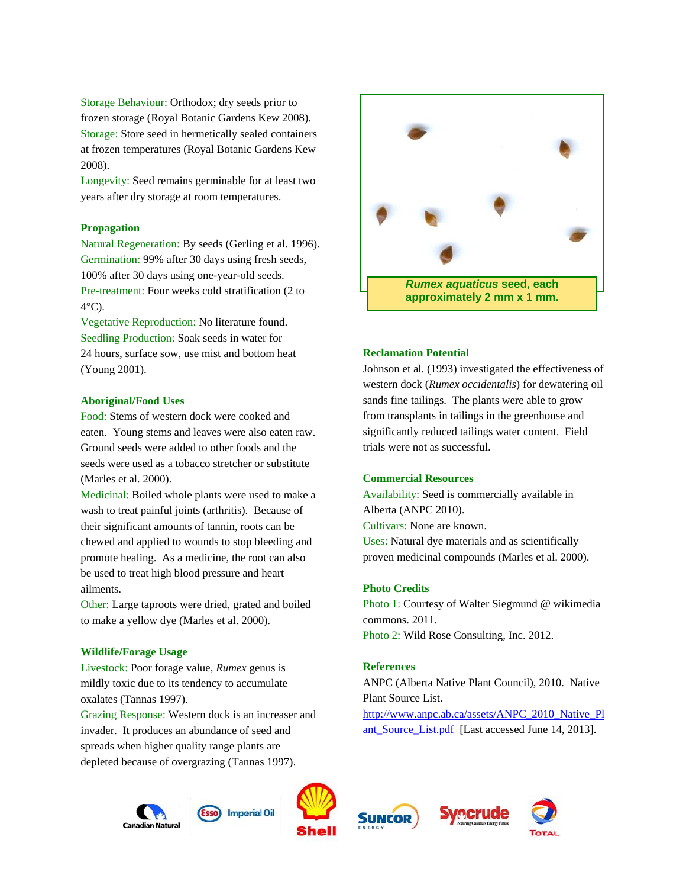Storage Behaviour: Orthodox; dry seeds prior to frozen storage (Royal Botanic Gardens Kew 2008).
Storage: Store seed in hermetically sealed containers at frozen temperatures (Royal Botanic Gardens Kew 2008).
Longevity: Seed remains germinable for at least two years after dry storage at room temperatures.

## Propagation

Natural Regeneration: By seeds (Gerling et al. 1996).
Germination: 99% after 30 days using fresh seeds, 100% after 30 days using one-year-old seeds.
Pre-treatment: Four weeks cold stratification (2 to 4°C).
Vegetative Reproduction: No literature found.
Seedling Production: Soak seeds in water for 24 hours, surface sow, use mist and bottom heat (Young 2001).

## Aboriginal/Food Uses

Food: Stems of western dock were cooked and eaten. Young stems and leaves were also eaten raw. Ground seeds were added to other foods and the seeds were used as a tobacco stretcher or substitute (Marles et al. 2000).
Medicinal: Boiled whole plants were used to make a wash to treat painful joints (arthritis). Because of their significant amounts of tannin, roots can be chewed and applied to wounds to stop bleeding and promote healing. As a medicine, the root can also be used to treat high blood pressure and heart ailments.
Other: Large taproots were dried, grated and boiled to make a yellow dye (Marles et al. 2000).

## Wildlife/Forage Usage

Livestock: Poor forage value, *Rumex* genus is mildly toxic due to its tendency to accumulate oxalates (Tannas 1997).
Grazing Response: Western dock is an increaser and invader. It produces an abundance of seed and spreads when higher quality range plants are depleted because of overgrazing (Tannas 1997).

***Rumex aquaticus* seed, each approximately 2 mm x 1 mm.**

## Reclamation Potential

Johnson et al. (1993) investigated the effectiveness of western dock (*Rumex occidentalis*) for dewatering oil sands fine tailings. The plants were able to grow from transplants in tailings in the greenhouse and significantly reduced tailings water content. Field trials were not as successful.

## Commercial Resources

Availability: Seed is commercially available in Alberta (ANPC 2010).
Cultivars: None are known.
Uses: Natural dye materials and as scientifically proven medicinal compounds (Marles et al. 2000).

## Photo Credits

Photo 1: Courtesy of Walter Siegmund @ wikimedia commons. 2011.
Photo 2: Wild Rose Consulting, Inc. 2012.

## References

ANPC (Alberta Native Plant Council), 2010. Native Plant Source List. http://www.anpc.ab.ca/assets/ANPC_2010_Native_Plant_Source_List.pdf [Last accessed June 14, 2013].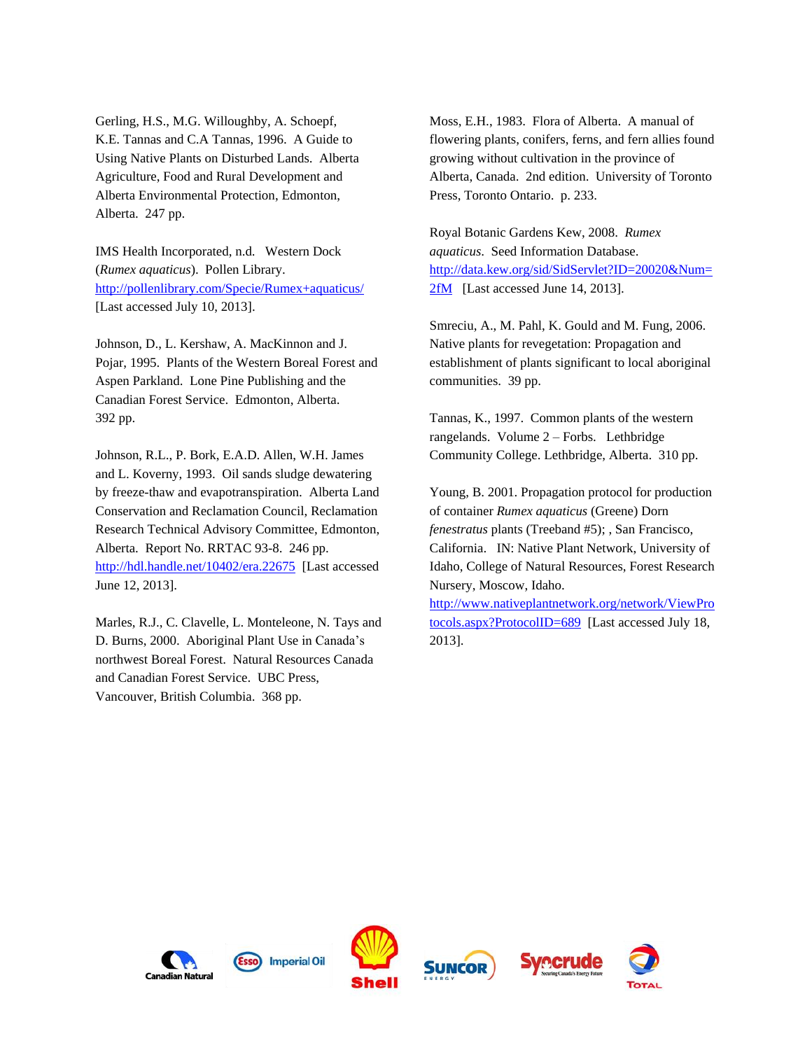Gerling, H.S., M.G. Willoughby, A. Schoepf, K.E. Tannas and C.A Tannas, 1996. A Guide to Using Native Plants on Disturbed Lands. Alberta Agriculture, Food and Rural Development and Alberta Environmental Protection, Edmonton, Alberta. 247 pp.

IMS Health Incorporated, n.d. Western Dock (*Rumex aquaticus*). Pollen Library. http://pollenlibrary.com/Specie/Rumex+aquaticus/ [Last accessed July 10, 2013].

Johnson, D., L. Kershaw, A. MacKinnon and J. Pojar, 1995. Plants of the Western Boreal Forest and Aspen Parkland. Lone Pine Publishing and the Canadian Forest Service. Edmonton, Alberta. 392 pp.

Johnson, R.L., P. Bork, E.A.D. Allen, W.H. James and L. Koverny, 1993. Oil sands sludge dewatering by freeze-thaw and evapotranspiration. Alberta Land Conservation and Reclamation Council, Reclamation Research Technical Advisory Committee, Edmonton, Alberta. Report No. RRTAC 93-8. 246 pp. http://hdl.handle.net/10402/era.22675 [Last accessed June 12, 2013].

Marles, R.J., C. Clavelle, L. Monteleone, N. Tays and D. Burns, 2000. Aboriginal Plant Use in Canada's northwest Boreal Forest. Natural Resources Canada and Canadian Forest Service. UBC Press, Vancouver, British Columbia. 368 pp.

Moss, E.H., 1983. Flora of Alberta. A manual of flowering plants, conifers, ferns, and fern allies found growing without cultivation in the province of Alberta, Canada. 2nd edition. University of Toronto Press, Toronto Ontario. p. 233.

Royal Botanic Gardens Kew, 2008. *Rumex aquaticus*. Seed Information Database. http://data.kew.org/sid/SidServlet?ID=20020&Num=2fM [Last accessed June 14, 2013].

Smreciu, A., M. Pahl, K. Gould and M. Fung, 2006. Native plants for revegetation: Propagation and establishment of plants significant to local aboriginal communities. 39 pp.

Tannas, K., 1997. Common plants of the western rangelands. Volume 2 – Forbs. Lethbridge Community College. Lethbridge, Alberta. 310 pp.

Young, B. 2001. Propagation protocol for production of container *Rumex aquaticus* (Greene) Dorn *fenestratus* plants (Treeband #5); , San Francisco, California. IN: Native Plant Network, University of Idaho, College of Natural Resources, Forest Research Nursery, Moscow, Idaho. http://www.nativeplantnetwork.org/network/ViewProtocols.aspx?ProtocolID=689 [Last accessed July 18, 2013].